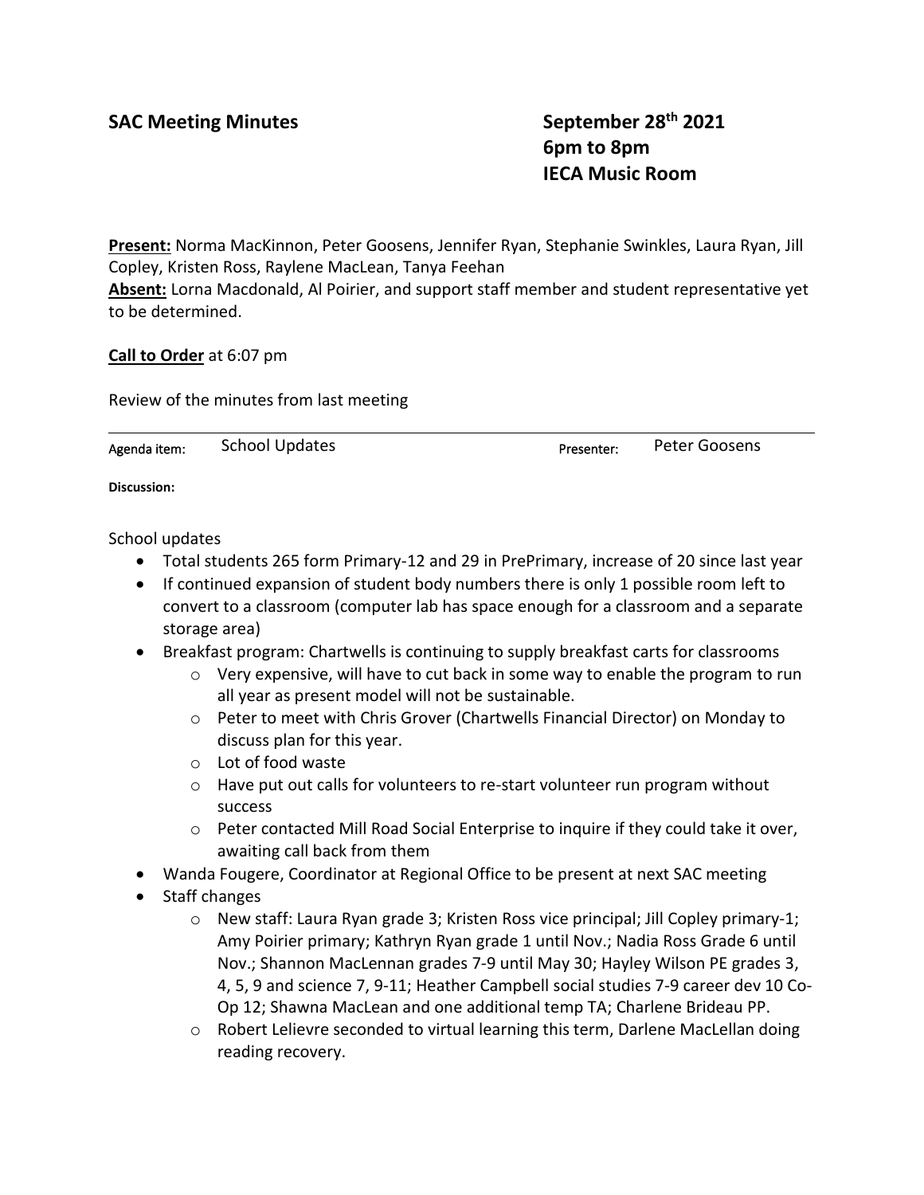**SAC Meeting Minutes**

**September 28th 2021**
**6pm to 8pm**
**IECA Music Room**

**Present:** Norma MacKinnon, Peter Goosens, Jennifer Ryan, Stephanie Swinkles, Laura Ryan, Jill Copley, Kristen Ross, Raylene MacLean, Tanya Feehan
**Absent:** Lorna Macdonald, Al Poirier, and support staff member and student representative yet to be determined.

**Call to Order** at 6:07 pm

Review of the minutes from last meeting

| Agenda item: | School Updates | Presenter: | Peter Goosens |
|---|---|---|---|

**Discussion:**

School updates

- Total students 265 form Primary-12 and 29 in PrePrimary, increase of 20 since last year
- If continued expansion of student body numbers there is only 1 possible room left to convert to a classroom (computer lab has space enough for a classroom and a separate storage area)
- Breakfast program: Chartwells is continuing to supply breakfast carts for classrooms
  - Very expensive, will have to cut back in some way to enable the program to run all year as present model will not be sustainable.
  - Peter to meet with Chris Grover (Chartwells Financial Director) on Monday to discuss plan for this year.
  - Lot of food waste
  - Have put out calls for volunteers to re-start volunteer run program without success
  - Peter contacted Mill Road Social Enterprise to inquire if they could take it over, awaiting call back from them
- Wanda Fougere, Coordinator at Regional Office to be present at next SAC meeting
- Staff changes
  - New staff: Laura Ryan grade 3; Kristen Ross vice principal; Jill Copley primary-1; Amy Poirier primary; Kathryn Ryan grade 1 until Nov.; Nadia Ross Grade 6 until Nov.; Shannon MacLennan grades 7-9 until May 30; Hayley Wilson PE grades 3, 4, 5, 9 and science 7, 9-11; Heather Campbell social studies 7-9 career dev 10 Co-Op 12; Shawna MacLean and one additional temp TA; Charlene Brideau PP.
  - Robert Lelievre seconded to virtual learning this term, Darlene MacLellan doing reading recovery.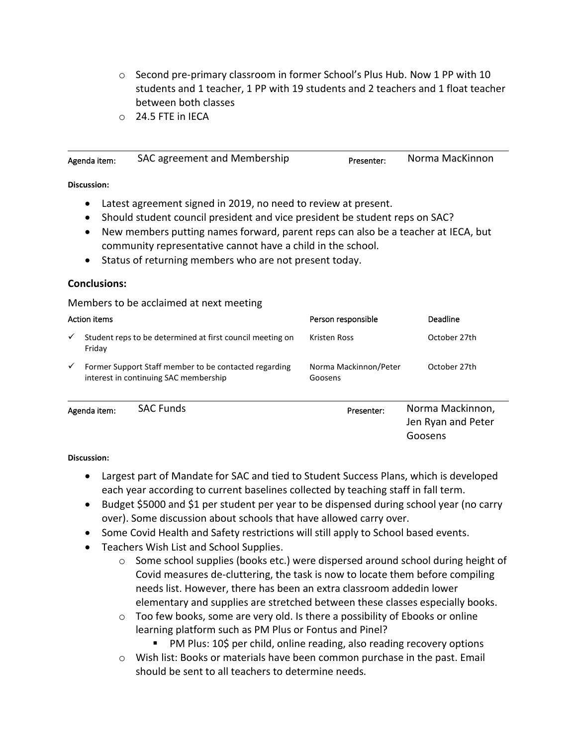- Second pre-primary classroom in former School's Plus Hub. Now 1 PP with 10 students and 1 teacher, 1 PP with 19 students and 2 teachers and 1 float teacher between both classes
  - 24.5 FTE in IECA

---

| Agenda item: | SAC agreement and Membership | Presenter: | Norma MacKinnon |
|---|---|---|---|

**Discussion:**

- Latest agreement signed in 2019, no need to review at present.
- Should student council president and vice president be student reps on SAC?
- New members putting names forward, parent reps can also be a teacher at IECA, but community representative cannot have a child in the school.
- Status of returning members who are not present today.

**Conclusions:**

Members to be acclaimed at next meeting

| Action items | Person responsible | Deadline |
|---|---|---|
| ✓ Student reps to be determined at first council meeting on Friday | Kristen Ross | October 27th |
| ✓ Former Support Staff member to be contacted regarding interest in continuing SAC membership | Norma Mackinnon/Peter Goosens | October 27th |

---

| Agenda item: | SAC Funds | Presenter: | Norma Mackinnon, Jen Ryan and Peter Goosens |
|---|---|---|---|

**Discussion:**

- Largest part of Mandate for SAC and tied to Student Success Plans, which is developed each year according to current baselines collected by teaching staff in fall term.
- Budget $5000 and $1 per student per year to be dispensed during school year (no carry over). Some discussion about schools that have allowed carry over.
- Some Covid Health and Safety restrictions will still apply to School based events.
- Teachers Wish List and School Supplies.
  - Some school supplies (books etc.) were dispersed around school during height of Covid measures de-cluttering, the task is now to locate them before compiling needs list. However, there has been an extra classroom addedin lower elementary and supplies are stretched between these classes especially books.
  - Too few books, some are very old. Is there a possibility of Ebooks or online learning platform such as PM Plus or Fontus and Pinel?
    - PM Plus: 10$ per child, online reading, also reading recovery options
  - Wish list: Books or materials have been common purchase in the past. Email should be sent to all teachers to determine needs.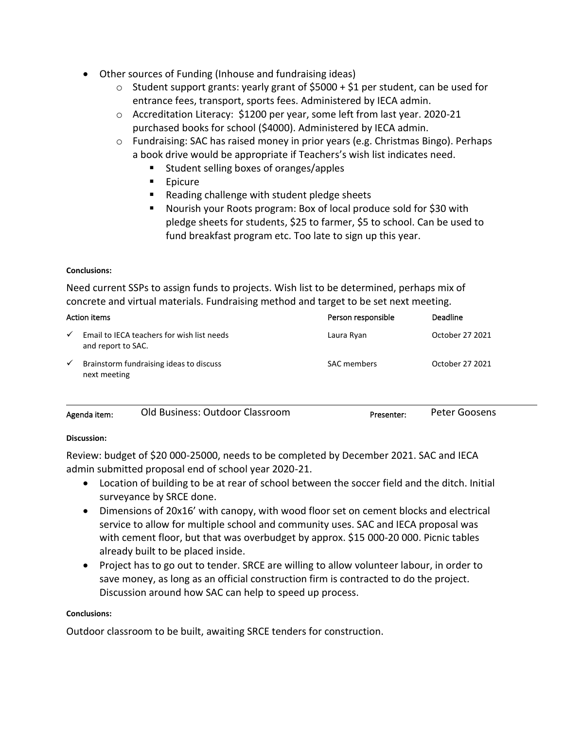- Other sources of Funding (Inhouse and fundraising ideas)
  - Student support grants: yearly grant of $5000 + $1 per student, can be used for entrance fees, transport, sports fees. Administered by IECA admin.
  - Accreditation Literacy: $1200 per year, some left from last year. 2020-21 purchased books for school ($4000). Administered by IECA admin.
  - Fundraising: SAC has raised money in prior years (e.g. Christmas Bingo). Perhaps a book drive would be appropriate if Teachers's wish list indicates need.
    - Student selling boxes of oranges/apples
    - Epicure
    - Reading challenge with student pledge sheets
    - Nourish your Roots program: Box of local produce sold for $30 with pledge sheets for students, $25 to farmer, $5 to school. Can be used to fund breakfast program etc. Too late to sign up this year.

**Conclusions:**

Need current SSPs to assign funds to projects. Wish list to be determined, perhaps mix of concrete and virtual materials. Fundraising method and target to be set next meeting.

| Action items | Person responsible | Deadline |
|---|---|---|
| ✓ Email to IECA teachers for wish list needs and report to SAC. | Laura Ryan | October 27 2021 |
| ✓ Brainstorm fundraising ideas to discuss next meeting | SAC members | October 27 2021 |

| Agenda item: | Old Business: Outdoor Classroom | Presenter: | Peter Goosens |
|---|---|---|---|

**Discussion:**

Review: budget of $20 000-25000, needs to be completed by December 2021. SAC and IECA admin submitted proposal end of school year 2020-21.

- Location of building to be at rear of school between the soccer field and the ditch. Initial surveyance by SRCE done.
- Dimensions of 20x16' with canopy, with wood floor set on cement blocks and electrical service to allow for multiple school and community uses. SAC and IECA proposal was with cement floor, but that was overbudget by approx. $15 000-20 000. Picnic tables already built to be placed inside.
- Project has to go out to tender. SRCE are willing to allow volunteer labour, in order to save money, as long as an official construction firm is contracted to do the project. Discussion around how SAC can help to speed up process.

**Conclusions:**

Outdoor classroom to be built, awaiting SRCE tenders for construction.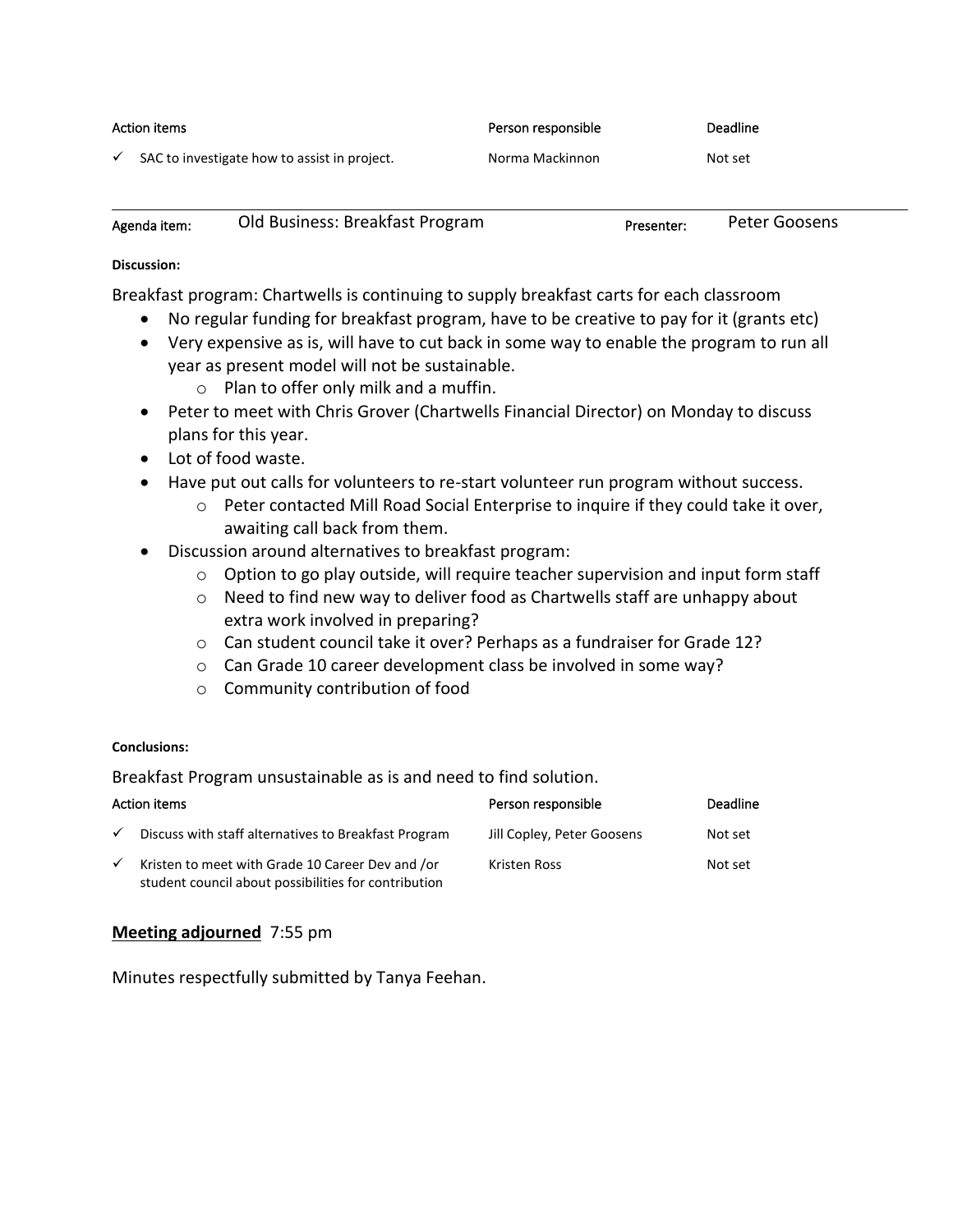| Action items | Person responsible | Deadline |
|---|---|---|
| ✓ SAC to investigate how to assist in project. | Norma Mackinnon | Not set |

---

| Agenda item: | Old Business: Breakfast Program | Presenter: | Peter Goosens |
|---|---|---|---|

**Discussion:**

Breakfast program: Chartwells is continuing to supply breakfast carts for each classroom

- No regular funding for breakfast program, have to be creative to pay for it (grants etc)
- Very expensive as is, will have to cut back in some way to enable the program to run all year as present model will not be sustainable.
    - Plan to offer only milk and a muffin.
- Peter to meet with Chris Grover (Chartwells Financial Director) on Monday to discuss plans for this year.
- Lot of food waste.
- Have put out calls for volunteers to re-start volunteer run program without success.
    - Peter contacted Mill Road Social Enterprise to inquire if they could take it over, awaiting call back from them.
- Discussion around alternatives to breakfast program:
    - Option to go play outside, will require teacher supervision and input form staff
    - Need to find new way to deliver food as Chartwells staff are unhappy about extra work involved in preparing?
    - Can student council take it over? Perhaps as a fundraiser for Grade 12?
    - Can Grade 10 career development class be involved in some way?
    - Community contribution of food

**Conclusions:**

Breakfast Program unsustainable as is and need to find solution.

| Action items | Person responsible | Deadline |
|---|---|---|
| ✓ Discuss with staff alternatives to Breakfast Program | Jill Copley, Peter Goosens | Not set |
| ✓ Kristen to meet with Grade 10 Career Dev and /or student council about possibilities for contribution | Kristen Ross | Not set |

**<u>Meeting adjourned</u>** 7:55 pm

Minutes respectfully submitted by Tanya Feehan.